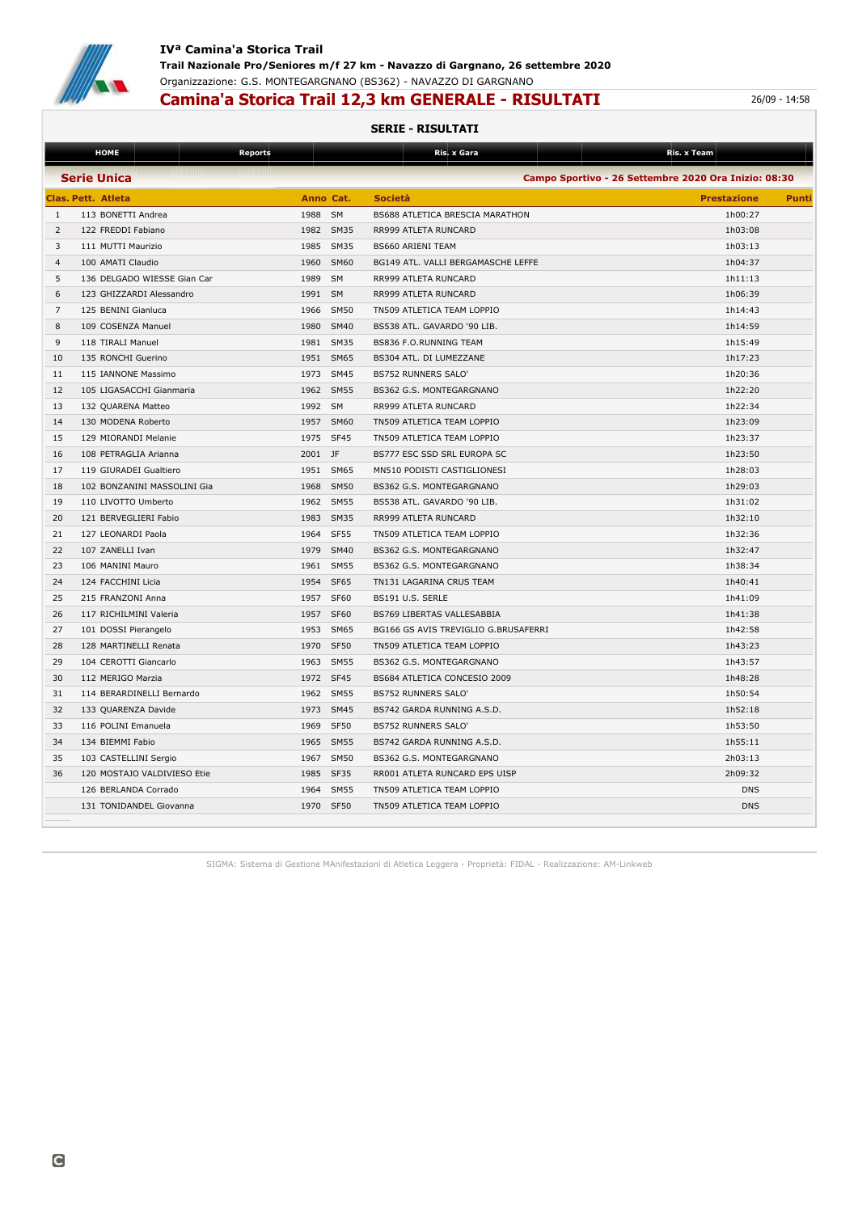# IVª Camina'a Storica Trail

**Trail Nazionale Pro/Seniores m/f 27 km - Navazzo di Gargnano, 26 settembre 2020**

Organizzazione: G.S. MONTEGARGNANO (BS362) - NAVAZZO DI GARGNANO

## Camina'a Storica Trail 12,3 km GENERALE - RISULTATI

26/09 - 14:58

### SERIE - RISULTATI

HOME | Reports | Ris. x Gara | Ris. x Team

**Serie Unica** — Campo Sportivo - 26 Settembre 2020 Ora Inizio: 08:30

| Clas. | Pett. | Atleta | Anno | Cat. | Società | Prestazione | Punti |
|---|---|---|---|---|---|---|---|
| 1 | 113 | BONETTI Andrea | 1988 | SM | BS688 ATLETICA BRESCIA MARATHON | 1h00:27 | |
| 2 | 122 | FREDDI Fabiano | 1982 | SM35 | RR999 ATLETA RUNCARD | 1h03:08 | |
| 3 | 111 | MUTTI Maurizio | 1985 | SM35 | BS660 ARIENI TEAM | 1h03:13 | |
| 4 | 100 | AMATI Claudio | 1960 | SM60 | BG149 ATL. VALLI BERGAMASCHE LEFFE | 1h04:37 | |
| 5 | 136 | DELGADO WIESSE Gian Car | 1989 | SM | RR999 ATLETA RUNCARD | 1h11:13 | |
| 6 | 123 | GHIZZARDI Alessandro | 1991 | SM | RR999 ATLETA RUNCARD | 1h06:39 | |
| 7 | 125 | BENINI Gianluca | 1966 | SM50 | TN509 ATLETICA TEAM LOPPIO | 1h14:43 | |
| 8 | 109 | COSENZA Manuel | 1980 | SM40 | BS538 ATL. GAVARDO '90 LIB. | 1h14:59 | |
| 9 | 118 | TIRALI Manuel | 1981 | SM35 | BS836 F.O.RUNNING TEAM | 1h15:49 | |
| 10 | 135 | RONCHI Guerino | 1951 | SM65 | BS304 ATL. DI LUMEZZANE | 1h17:23 | |
| 11 | 115 | IANNONE Massimo | 1973 | SM45 | BS752 RUNNERS SALO' | 1h20:36 | |
| 12 | 105 | LIGASACCHI Gianmaria | 1962 | SM55 | BS362 G.S. MONTEGARGNANO | 1h22:20 | |
| 13 | 132 | QUARENA Matteo | 1992 | SM | RR999 ATLETA RUNCARD | 1h22:34 | |
| 14 | 130 | MODENA Roberto | 1957 | SM60 | TN509 ATLETICA TEAM LOPPIO | 1h23:09 | |
| 15 | 129 | MIORANDI Melanie | 1975 | SF45 | TN509 ATLETICA TEAM LOPPIO | 1h23:37 | |
| 16 | 108 | PETRAGLIA Arianna | 2001 | JF | BS777 ESC SSD SRL EUROPA SC | 1h23:50 | |
| 17 | 119 | GIURADEI Gualtiero | 1951 | SM65 | MN510 PODISTI CASTIGLIONESI | 1h28:03 | |
| 18 | 102 | BONZANINI MASSOLINI Gia | 1968 | SM50 | BS362 G.S. MONTEGARGNANO | 1h29:03 | |
| 19 | 110 | LIVOTTO Umberto | 1962 | SM55 | BS538 ATL. GAVARDO '90 LIB. | 1h31:02 | |
| 20 | 121 | BERVEGLIERI Fabio | 1983 | SM35 | RR999 ATLETA RUNCARD | 1h32:10 | |
| 21 | 127 | LEONARDI Paola | 1964 | SF55 | TN509 ATLETICA TEAM LOPPIO | 1h32:36 | |
| 22 | 107 | ZANELLI Ivan | 1979 | SM40 | BS362 G.S. MONTEGARGNANO | 1h32:47 | |
| 23 | 106 | MANINI Mauro | 1961 | SM55 | BS362 G.S. MONTEGARGNANO | 1h38:34 | |
| 24 | 124 | FACCHINI Licia | 1954 | SF65 | TN131 LAGARINA CRUS TEAM | 1h40:41 | |
| 25 | 215 | FRANZONI Anna | 1957 | SF60 | BS191 U.S. SERLE | 1h41:09 | |
| 26 | 117 | RICHILMINI Valeria | 1957 | SF60 | BS769 LIBERTAS VALLESABBIA | 1h41:38 | |
| 27 | 101 | DOSSI Pierangelo | 1953 | SM65 | BG166 GS AVIS TREVIGLIO G.BRUSAFERRI | 1h42:58 | |
| 28 | 128 | MARTINELLI Renata | 1970 | SF50 | TN509 ATLETICA TEAM LOPPIO | 1h43:23 | |
| 29 | 104 | CEROTTI Giancarlo | 1963 | SM55 | BS362 G.S. MONTEGARGNANO | 1h43:57 | |
| 30 | 112 | MERIGO Marzia | 1972 | SF45 | BS684 ATLETICA CONCESIO 2009 | 1h48:28 | |
| 31 | 114 | BERARDINELLI Bernardo | 1962 | SM55 | BS752 RUNNERS SALO' | 1h50:54 | |
| 32 | 133 | QUARENZA Davide | 1973 | SM45 | BS742 GARDA RUNNING A.S.D. | 1h52:18 | |
| 33 | 116 | POLINI Emanuela | 1969 | SF50 | BS752 RUNNERS SALO' | 1h53:50 | |
| 34 | 134 | BIEMMI Fabio | 1965 | SM55 | BS742 GARDA RUNNING A.S.D. | 1h55:11 | |
| 35 | 103 | CASTELLINI Sergio | 1967 | SM50 | BS362 G.S. MONTEGARGNANO | 2h03:13 | |
| 36 | 120 | MOSTAJO VALDIVIESO Etie | 1985 | SF35 | RR001 ATLETA RUNCARD EPS UISP | 2h09:32 | |
| | 126 | BERLANDA Corrado | 1964 | SM55 | TN509 ATLETICA TEAM LOPPIO | DNS | |
| | 131 | TONIDANDEL Giovanna | 1970 | SF50 | TN509 ATLETICA TEAM LOPPIO | DNS | |

SIGMA: Sistema di Gestione MAnifestazioni di Atletica Leggera - Proprietà: FIDAL - Realizzazione: AM-Linkweb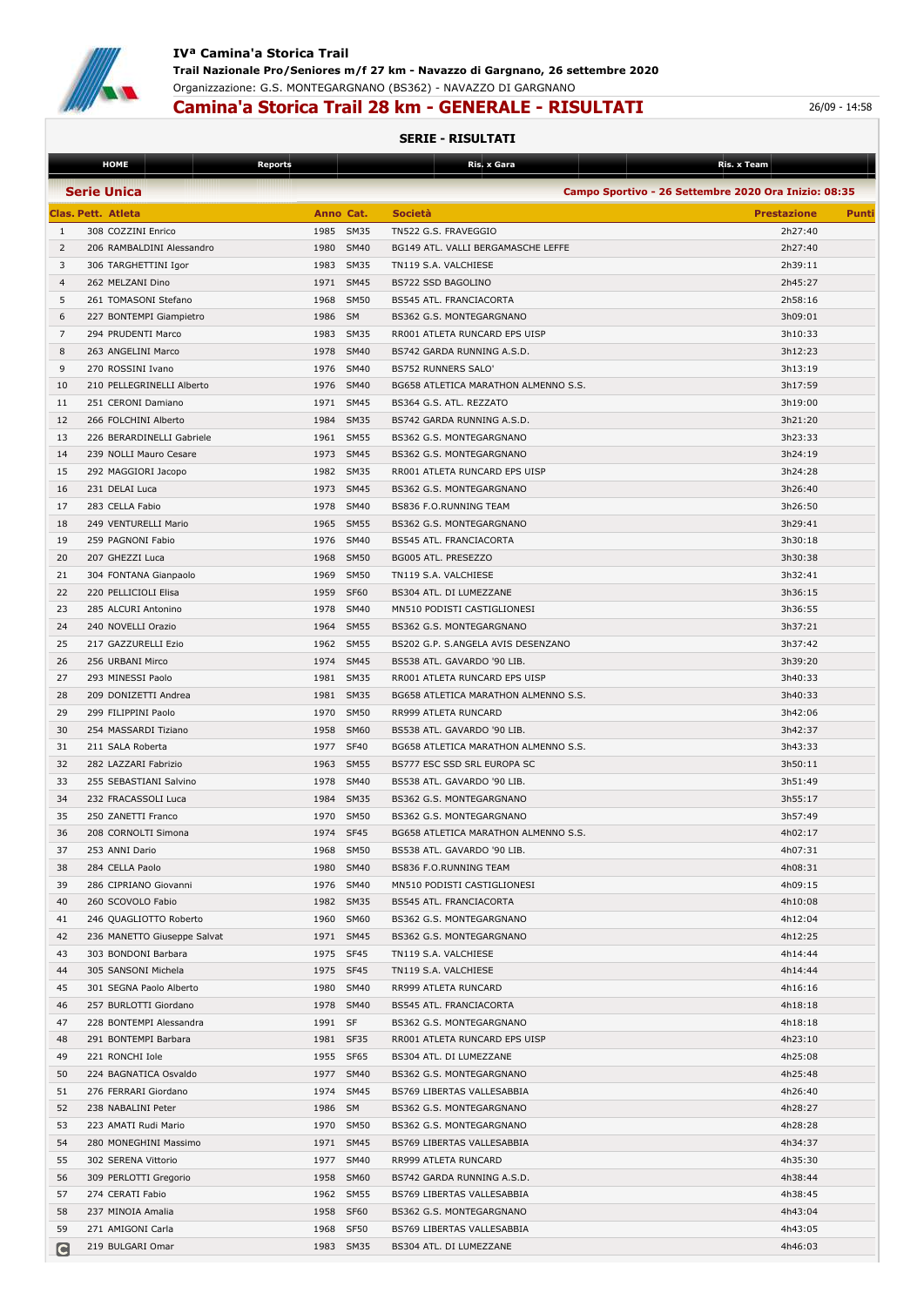# IVª Camina'a Storica Trail

**Trail Nazionale Pro/Seniores m/f 27 km - Navazzo di Gargnano, 26 settembre 2020**

Organizzazione: G.S. MONTEGARGNANO (BS362) - NAVAZZO DI GARGNANO

## Camina'a Storica Trail 28 km - GENERALE - RISULTATI

26/09 - 14:58

### SERIE - RISULTATI

HOME | Reports | Ris. x Gara | Ris. x Team

**Serie Unica** — **Campo Sportivo - 26 Settembre 2020 Ora Inizio: 08:35**

| Clas. | Pett. | Atleta | Anno | Cat. | Società | Prestazione | Punti |
|---|---|---|---|---|---|---|---|
| 1 | 308 | COZZINI Enrico | 1985 | SM35 | TN522 G.S. FRAVEGGIO | 2h27:40 | |
| 2 | 206 | RAMBALDINI Alessandro | 1980 | SM40 | BG149 ATL. VALLI BERGAMASCHE LEFFE | 2h27:40 | |
| 3 | 306 | TARGHETTINI Igor | 1983 | SM35 | TN119 S.A. VALCHIESE | 2h39:11 | |
| 4 | 262 | MELZANI Dino | 1971 | SM45 | BS722 SSD BAGOLINO | 2h45:27 | |
| 5 | 261 | TOMASONI Stefano | 1968 | SM50 | BS545 ATL. FRANCIACORTA | 2h58:16 | |
| 6 | 227 | BONTEMPI Giampietro | 1986 | SM | BS362 G.S. MONTEGARGNANO | 3h09:01 | |
| 7 | 294 | PRUDENTI Marco | 1983 | SM35 | RR001 ATLETA RUNCARD EPS UISP | 3h10:33 | |
| 8 | 263 | ANGELINI Marco | 1978 | SM40 | BS742 GARDA RUNNING A.S.D. | 3h12:23 | |
| 9 | 270 | ROSSINI Ivano | 1976 | SM40 | BS752 RUNNERS SALO' | 3h13:19 | |
| 10 | 210 | PELLEGRINELLI Alberto | 1976 | SM40 | BG658 ATLETICA MARATHON ALMENNO S.S. | 3h17:59 | |
| 11 | 251 | CERONI Damiano | 1971 | SM45 | BS364 G.S. ATL. REZZATO | 3h19:00 | |
| 12 | 266 | FOLCHINI Alberto | 1984 | SM35 | BS742 GARDA RUNNING A.S.D. | 3h21:20 | |
| 13 | 226 | BERARDINELLI Gabriele | 1961 | SM55 | BS362 G.S. MONTEGARGNANO | 3h23:33 | |
| 14 | 239 | NOLLI Mauro Cesare | 1973 | SM45 | BS362 G.S. MONTEGARGNANO | 3h24:19 | |
| 15 | 292 | MAGGIORI Jacopo | 1982 | SM35 | RR001 ATLETA RUNCARD EPS UISP | 3h24:28 | |
| 16 | 231 | DELAI Luca | 1973 | SM45 | BS362 G.S. MONTEGARGNANO | 3h26:40 | |
| 17 | 283 | CELLA Fabio | 1978 | SM40 | BS836 F.O.RUNNING TEAM | 3h26:50 | |
| 18 | 249 | VENTURELLI Mario | 1965 | SM55 | BS362 G.S. MONTEGARGNANO | 3h29:41 | |
| 19 | 259 | PAGNONI Fabio | 1976 | SM40 | BS545 ATL. FRANCIACORTA | 3h30:18 | |
| 20 | 207 | GHEZZI Luca | 1968 | SM50 | BG005 ATL. PRESEZZO | 3h30:38 | |
| 21 | 304 | FONTANA Gianpaolo | 1969 | SM50 | TN119 S.A. VALCHIESE | 3h32:41 | |
| 22 | 220 | PELLICIOLI Elisa | 1959 | SF60 | BS304 ATL. DI LUMEZZANE | 3h36:15 | |
| 23 | 285 | ALCURI Antonino | 1978 | SM40 | MN510 PODISTI CASTIGLIONESI | 3h36:55 | |
| 24 | 240 | NOVELLI Orazio | 1964 | SM55 | BS362 G.S. MONTEGARGNANO | 3h37:21 | |
| 25 | 217 | GAZZURELLI Ezio | 1962 | SM55 | BS202 G.P. S.ANGELA AVIS DESENZANO | 3h37:42 | |
| 26 | 256 | URBANI Mirco | 1974 | SM45 | BS538 ATL. GAVARDO '90 LIB. | 3h39:20 | |
| 27 | 293 | MINESSI Paolo | 1981 | SM35 | RR001 ATLETA RUNCARD EPS UISP | 3h40:33 | |
| 28 | 209 | DONIZETTI Andrea | 1981 | SM35 | BG658 ATLETICA MARATHON ALMENNO S.S. | 3h40:33 | |
| 29 | 299 | FILIPPINI Paolo | 1970 | SM50 | RR999 ATLETA RUNCARD | 3h42:06 | |
| 30 | 254 | MASSARDI Tiziano | 1958 | SM60 | BS538 ATL. GAVARDO '90 LIB. | 3h42:37 | |
| 31 | 211 | SALA Roberta | 1977 | SF40 | BG658 ATLETICA MARATHON ALMENNO S.S. | 3h43:33 | |
| 32 | 282 | LAZZARI Fabrizio | 1963 | SM55 | BS777 ESC SSD SRL EUROPA SC | 3h50:11 | |
| 33 | 255 | SEBASTIANI Salvino | 1978 | SM40 | BS538 ATL. GAVARDO '90 LIB. | 3h51:49 | |
| 34 | 232 | FRACASSOLI Luca | 1984 | SM35 | BS362 G.S. MONTEGARGNANO | 3h55:17 | |
| 35 | 250 | ZANETTI Franco | 1970 | SM50 | BS362 G.S. MONTEGARGNANO | 3h57:49 | |
| 36 | 208 | CORNOLTI Simona | 1974 | SF45 | BG658 ATLETICA MARATHON ALMENNO S.S. | 4h02:17 | |
| 37 | 253 | ANNI Dario | 1968 | SM50 | BS538 ATL. GAVARDO '90 LIB. | 4h07:31 | |
| 38 | 284 | CELLA Paolo | 1980 | SM40 | BS836 F.O.RUNNING TEAM | 4h08:31 | |
| 39 | 286 | CIPRIANO Giovanni | 1976 | SM40 | MN510 PODISTI CASTIGLIONESI | 4h09:15 | |
| 40 | 260 | SCOVOLO Fabio | 1982 | SM35 | BS545 ATL. FRANCIACORTA | 4h10:08 | |
| 41 | 246 | QUAGLIOTTO Roberto | 1960 | SM60 | BS362 G.S. MONTEGARGNANO | 4h12:04 | |
| 42 | 236 | MANETTO Giuseppe Salvat | 1971 | SM45 | BS362 G.S. MONTEGARGNANO | 4h12:25 | |
| 43 | 303 | BONDONI Barbara | 1975 | SF45 | TN119 S.A. VALCHIESE | 4h14:44 | |
| 44 | 305 | SANSONI Michela | 1975 | SF45 | TN119 S.A. VALCHIESE | 4h14:44 | |
| 45 | 301 | SEGNA Paolo Alberto | 1980 | SM40 | RR999 ATLETA RUNCARD | 4h16:16 | |
| 46 | 257 | BURLOTTI Giordano | 1978 | SM40 | BS545 ATL. FRANCIACORTA | 4h18:18 | |
| 47 | 228 | BONTEMPI Alessandra | 1991 | SF | BS362 G.S. MONTEGARGNANO | 4h18:18 | |
| 48 | 291 | BONTEMPI Barbara | 1981 | SF35 | RR001 ATLETA RUNCARD EPS UISP | 4h23:10 | |
| 49 | 221 | RONCHI Iole | 1955 | SF65 | BS304 ATL. DI LUMEZZANE | 4h25:08 | |
| 50 | 224 | BAGNATICA Osvaldo | 1977 | SM40 | BS362 G.S. MONTEGARGNANO | 4h25:48 | |
| 51 | 276 | FERRARI Giordano | 1974 | SM45 | BS769 LIBERTAS VALLESABBIA | 4h26:40 | |
| 52 | 238 | NABALINI Peter | 1986 | SM | BS362 G.S. MONTEGARGNANO | 4h28:27 | |
| 53 | 223 | AMATI Rudi Mario | 1970 | SM50 | BS362 G.S. MONTEGARGNANO | 4h28:28 | |
| 54 | 280 | MONEGHINI Massimo | 1971 | SM45 | BS769 LIBERTAS VALLESABBIA | 4h34:37 | |
| 55 | 302 | SERENA Vittorio | 1977 | SM40 | RR999 ATLETA RUNCARD | 4h35:30 | |
| 56 | 309 | PERLOTTI Gregorio | 1958 | SM60 | BS742 GARDA RUNNING A.S.D. | 4h38:44 | |
| 57 | 274 | CERATI Fabio | 1962 | SM55 | BS769 LIBERTAS VALLESABBIA | 4h38:45 | |
| 58 | 237 | MINOIA Amalia | 1958 | SF60 | BS362 G.S. MONTEGARGNANO | 4h43:04 | |
| 59 | 271 | AMIGONI Carla | 1968 | SF50 | BS769 LIBERTAS VALLESABBIA | 4h43:05 | |
| 60 | 219 | BULGARI Omar | 1983 | SM35 | BS304 ATL. DI LUMEZZANE | 4h46:03 | |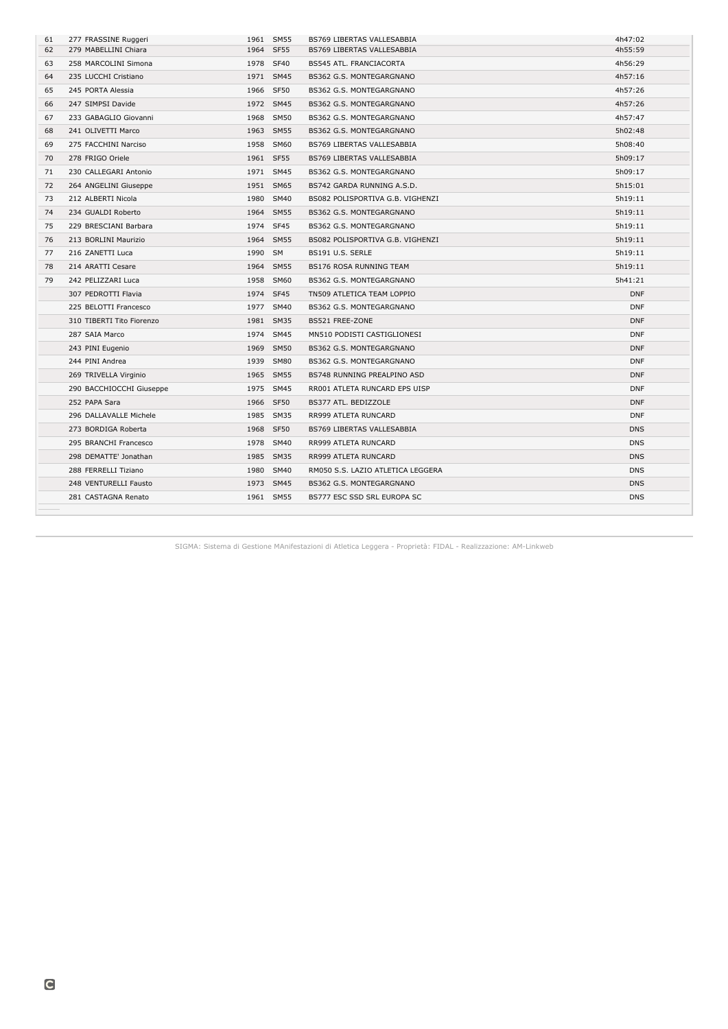| | | | | | |
|---|---|---|---|---|---|
| 61 | 277 FRASSINE Ruggeri | 1961 | SM55 | BS769 LIBERTAS VALLESABBIA | 4h47:02 |
| 62 | 279 MABELLINI Chiara | 1964 | SF55 | BS769 LIBERTAS VALLESABBIA | 4h55:59 |
| 63 | 258 MARCOLINI Simona | 1978 | SF40 | BS545 ATL. FRANCIACORTA | 4h56:29 |
| 64 | 235 LUCCHI Cristiano | 1971 | SM45 | BS362 G.S. MONTEGARGNANO | 4h57:16 |
| 65 | 245 PORTA Alessia | 1966 | SF50 | BS362 G.S. MONTEGARGNANO | 4h57:26 |
| 66 | 247 SIMPSI Davide | 1972 | SM45 | BS362 G.S. MONTEGARGNANO | 4h57:26 |
| 67 | 233 GABAGLIO Giovanni | 1968 | SM50 | BS362 G.S. MONTEGARGNANO | 4h57:47 |
| 68 | 241 OLIVETTI Marco | 1963 | SM55 | BS362 G.S. MONTEGARGNANO | 5h02:48 |
| 69 | 275 FACCHINI Narciso | 1958 | SM60 | BS769 LIBERTAS VALLESABBIA | 5h08:40 |
| 70 | 278 FRIGO Oriele | 1961 | SF55 | BS769 LIBERTAS VALLESABBIA | 5h09:17 |
| 71 | 230 CALLEGARI Antonio | 1971 | SM45 | BS362 G.S. MONTEGARGNANO | 5h09:17 |
| 72 | 264 ANGELINI Giuseppe | 1951 | SM65 | BS742 GARDA RUNNING A.S.D. | 5h15:01 |
| 73 | 212 ALBERTI Nicola | 1980 | SM40 | BS082 POLISPORTIVA G.B. VIGHENZI | 5h19:11 |
| 74 | 234 GUALDI Roberto | 1964 | SM55 | BS362 G.S. MONTEGARGNANO | 5h19:11 |
| 75 | 229 BRESCIANI Barbara | 1974 | SF45 | BS362 G.S. MONTEGARGNANO | 5h19:11 |
| 76 | 213 BORLINI Maurizio | 1964 | SM55 | BS082 POLISPORTIVA G.B. VIGHENZI | 5h19:11 |
| 77 | 216 ZANETTI Luca | 1990 | SM | BS191 U.S. SERLE | 5h19:11 |
| 78 | 214 ARATTI Cesare | 1964 | SM55 | BS176 ROSA RUNNING TEAM | 5h19:11 |
| 79 | 242 PELIZZARI Luca | 1958 | SM60 | BS362 G.S. MONTEGARGNANO | 5h41:21 |
| | 307 PEDROTTI Flavia | 1974 | SF45 | TN509 ATLETICA TEAM LOPPIO | DNF |
| | 225 BELOTTI Francesco | 1977 | SM40 | BS362 G.S. MONTEGARGNANO | DNF |
| | 310 TIBERTI Tito Fiorenzo | 1981 | SM35 | BS521 FREE-ZONE | DNF |
| | 287 SAIA Marco | 1974 | SM45 | MN510 PODISTI CASTIGLIONESI | DNF |
| | 243 PINI Eugenio | 1969 | SM50 | BS362 G.S. MONTEGARGNANO | DNF |
| | 244 PINI Andrea | 1939 | SM80 | BS362 G.S. MONTEGARGNANO | DNF |
| | 269 TRIVELLA Virginio | 1965 | SM55 | BS748 RUNNING PREALPINO ASD | DNF |
| | 290 BACCHIOCCHI Giuseppe | 1975 | SM45 | RR001 ATLETA RUNCARD EPS UISP | DNF |
| | 252 PAPA Sara | 1966 | SF50 | BS377 ATL. BEDIZZOLE | DNF |
| | 296 DALLAVALLE Michele | 1985 | SM35 | RR999 ATLETA RUNCARD | DNF |
| | 273 BORDIGA Roberta | 1968 | SF50 | BS769 LIBERTAS VALLESABBIA | DNS |
| | 295 BRANCHI Francesco | 1978 | SM40 | RR999 ATLETA RUNCARD | DNS |
| | 298 DEMATTE' Jonathan | 1985 | SM35 | RR999 ATLETA RUNCARD | DNS |
| | 288 FERRELLI Tiziano | 1980 | SM40 | RM050 S.S. LAZIO ATLETICA LEGGERA | DNS |
| | 248 VENTURELLI Fausto | 1973 | SM45 | BS362 G.S. MONTEGARGNANO | DNS |
| | 281 CASTAGNA Renato | 1961 | SM55 | BS777 ESC SSD SRL EUROPA SC | DNS |

SIGMA: Sistema di Gestione MAnifestazioni di Atletica Leggera - Proprietà: FIDAL - Realizzazione: AM-Linkweb